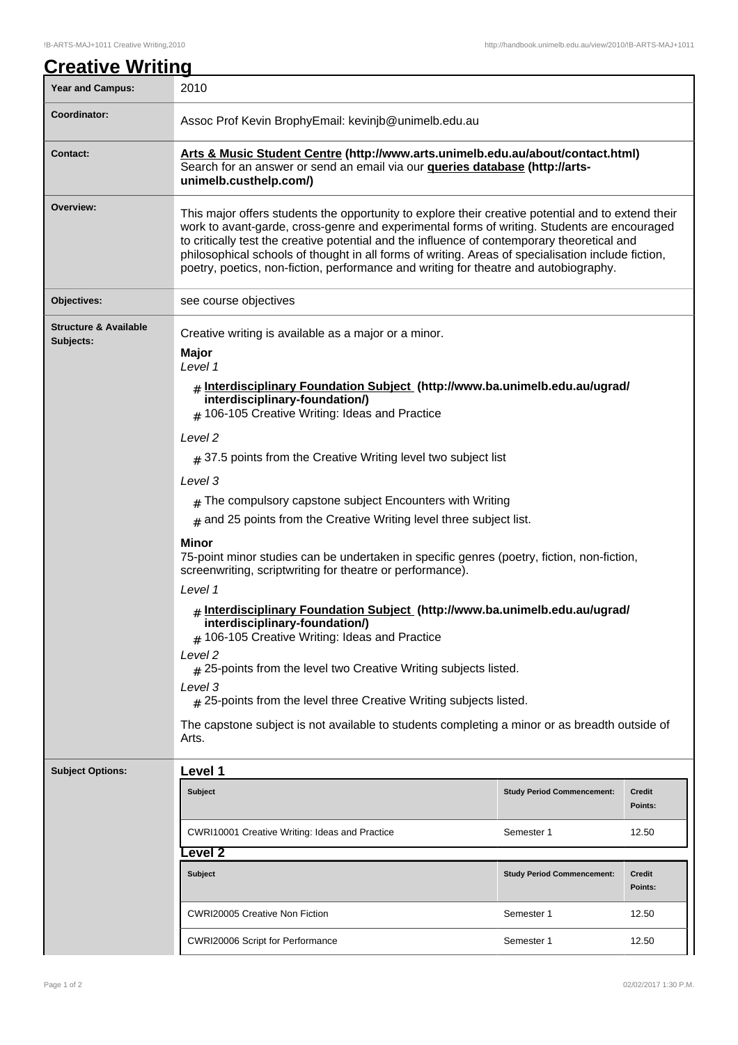# Creative Writing

| Year and Campus: | 2010 |
|---|---|
| Coordinator: | Assoc Prof Kevin BrophyEmail: kevinjb@unimelb.edu.au |
| Contact: | **Arts & Music Student Centre (http://www.arts.unimelb.edu.au/about/contact.html)** Search for an answer or send an email via our **queries database (http://arts-unimelb.custhelp.com/)** |
| Overview: | This major offers students the opportunity to explore their creative potential and to extend their work to avant-garde, cross-genre and experimental forms of writing. Students are encouraged to critically test the creative potential and the influence of contemporary theoretical and philosophical schools of thought in all forms of writing. Areas of specialisation include fiction, poetry, poetics, non-fiction, performance and writing for theatre and autobiography. |
| Objectives: | see course objectives |

**Structure & Available Subjects:**

Creative writing is available as a major or a minor.

**Major**

*Level 1*

- **Interdisciplinary Foundation Subject (http://www.ba.unimelb.edu.au/ugrad/interdisciplinary-foundation/)**
- 106-105 Creative Writing: Ideas and Practice

*Level 2*

- 37.5 points from the Creative Writing level two subject list

*Level 3*

- The compulsory capstone subject Encounters with Writing
- and 25 points from the Creative Writing level three subject list.

**Minor**

75-point minor studies can be undertaken in specific genres (poetry, fiction, non-fiction, screenwriting, scriptwriting for theatre or performance).

*Level 1*

- **Interdisciplinary Foundation Subject (http://www.ba.unimelb.edu.au/ugrad/interdisciplinary-foundation/)**
- 106-105 Creative Writing: Ideas and Practice

*Level 2*

- 25-points from the level two Creative Writing subjects listed.

*Level 3*

- 25-points from the level three Creative Writing subjects listed.

The capstone subject is not available to students completing a minor or as breadth outside of Arts.

**Subject Options:**

## Level 1

| Subject | Study Period Commencement: | Credit Points: |
|---|---|---|
| CWRI10001 Creative Writing: Ideas and Practice | Semester 1 | 12.50 |

## Level 2

| Subject | Study Period Commencement: | Credit Points: |
|---|---|---|
| CWRI20005 Creative Non Fiction | Semester 1 | 12.50 |
| CWRI20006 Script for Performance | Semester 1 | 12.50 |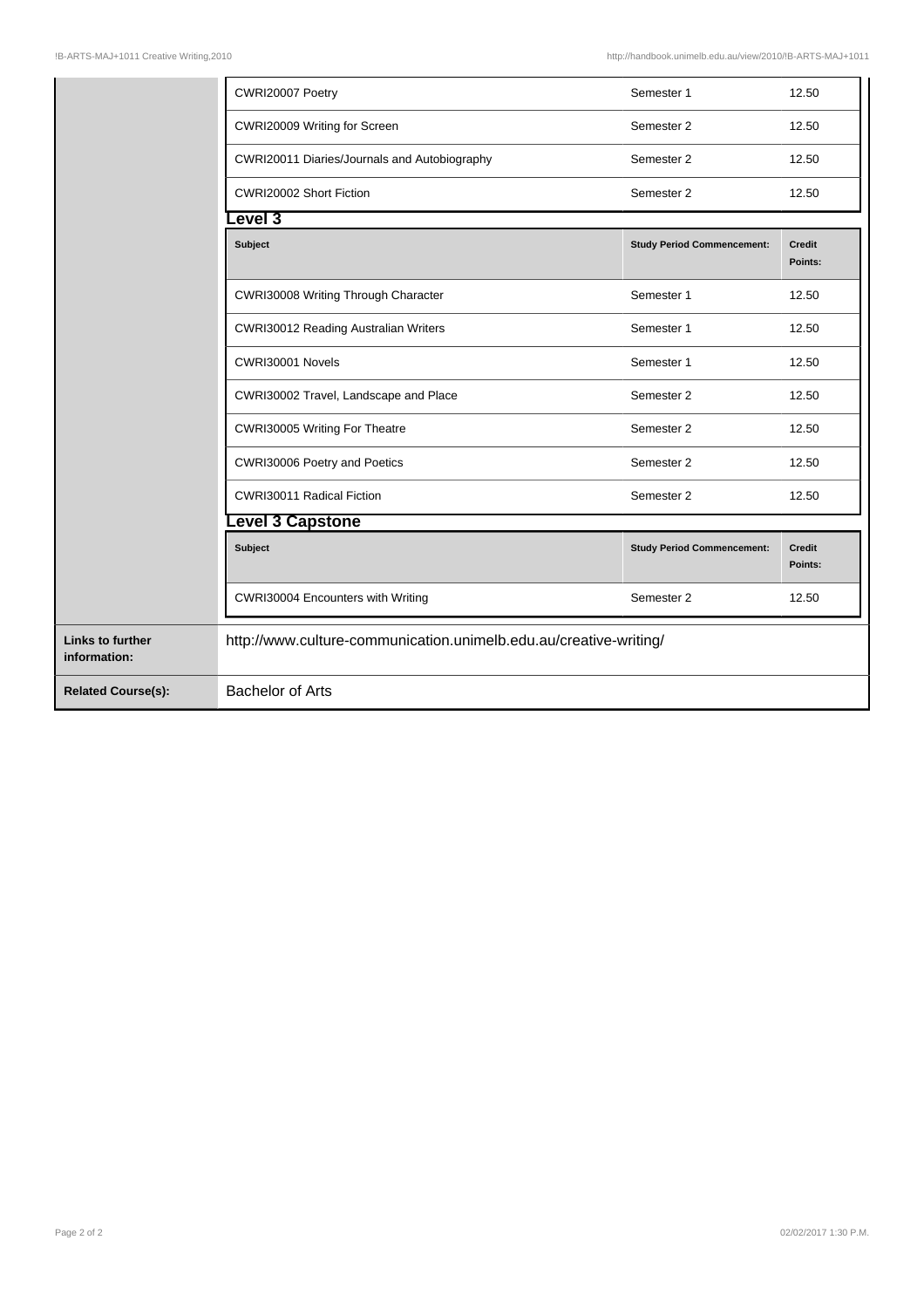| | | | |
|---|---|---|---|
| | CWRI20007 Poetry | Semester 1 | 12.50 |
| | CWRI20009 Writing for Screen | Semester 2 | 12.50 |
| | CWRI20011 Diaries/Journals and Autobiography | Semester 2 | 12.50 |
| | CWRI20002 Short Fiction | Semester 2 | 12.50 |

### Level 3

| Subject | Study Period Commencement: | Credit Points: |
|---|---|---|
| CWRI30008 Writing Through Character | Semester 1 | 12.50 |
| CWRI30012 Reading Australian Writers | Semester 1 | 12.50 |
| CWRI30001 Novels | Semester 1 | 12.50 |
| CWRI30002 Travel, Landscape and Place | Semester 2 | 12.50 |
| CWRI30005 Writing For Theatre | Semester 2 | 12.50 |
| CWRI30006 Poetry and Poetics | Semester 2 | 12.50 |
| CWRI30011 Radical Fiction | Semester 2 | 12.50 |

### Level 3 Capstone

| Subject | Study Period Commencement: | Credit Points: |
|---|---|---|
| CWRI30004 Encounters with Writing | Semester 2 | 12.50 |

| | |
|---|---|
| **Links to further information:** | http://www.culture-communication.unimelb.edu.au/creative-writing/ |
| **Related Course(s):** | Bachelor of Arts |